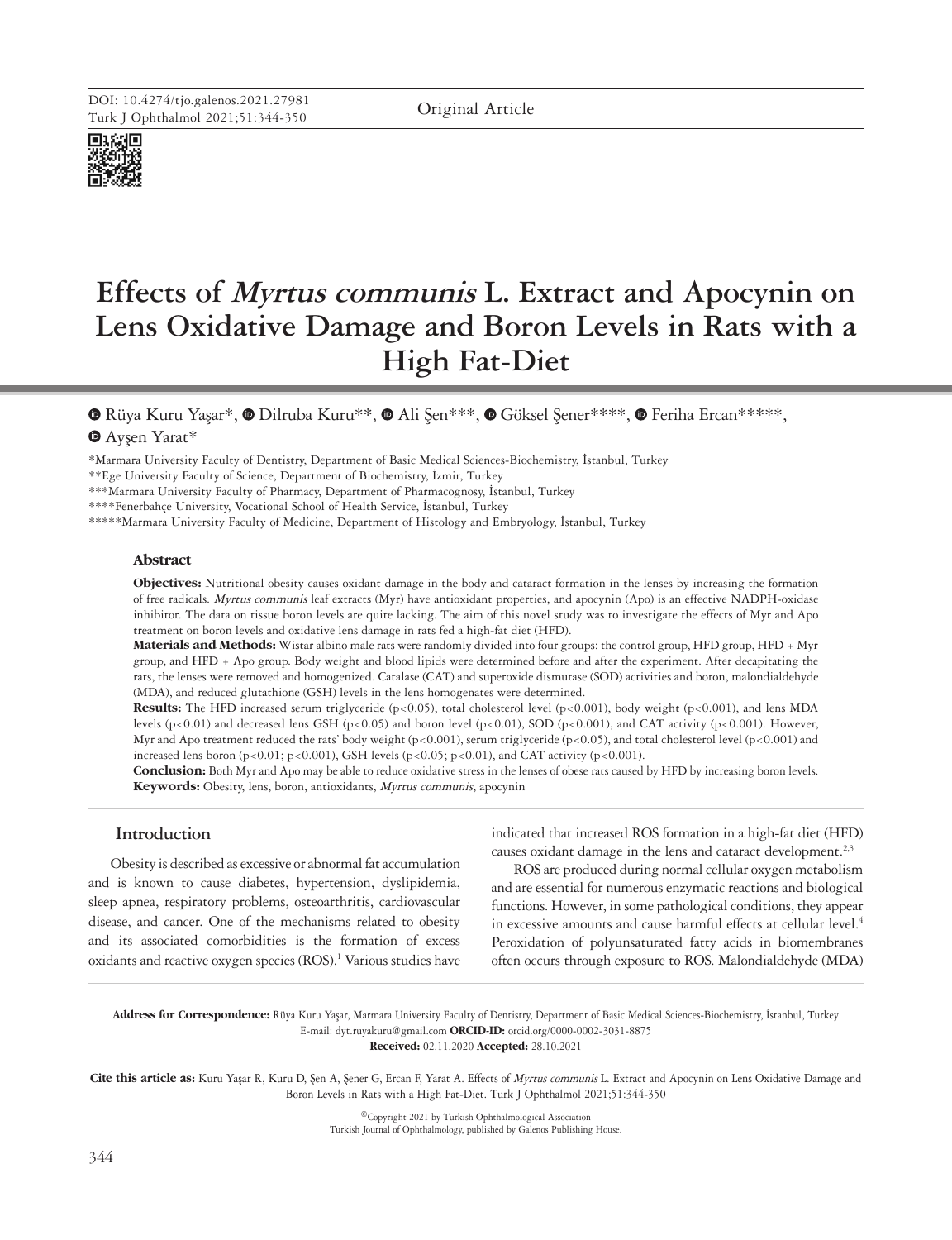DOI: 10.4274/tjo.galenos.2021.27981

Original Article

# Effects of *Myrtus communis* L. Extract and Apocynin on Lens Oxidative Damage and Boron Levels in Rats with a High Fat-Diet

Rüya Kuru Yaşar*, Dilruba Kuru**, Ali Şen***, Göksel Şener****, Feriha Ercan*****, Ayşen Yarat*

*Marmara University Faculty of Dentistry, Department of Basic Medical Sciences-Biochemistry, İstanbul, Turkey
**Ege University Faculty of Science, Department of Biochemistry, İzmir, Turkey
***Marmara University Faculty of Pharmacy, Department of Pharmacognosy, İstanbul, Turkey
****Fenerbahçe University, Vocational School of Health Service, İstanbul, Turkey
*****Marmara University Faculty of Medicine, Department of Histology and Embryology, İstanbul, Turkey

### Abstract

**Objectives:** Nutritional obesity causes oxidant damage in the body and cataract formation in the lenses by increasing the formation of free radicals. *Myrtus communis* leaf extracts (Myr) have antioxidant properties, and apocynin (Apo) is an effective NADPH-oxidase inhibitor. The data on tissue boron levels are quite lacking. The aim of this novel study was to investigate the effects of Myr and Apo treatment on boron levels and oxidative lens damage in rats fed a high-fat diet (HFD).

**Materials and Methods:** Wistar albino male rats were randomly divided into four groups: the control group, HFD group, HFD + Myr group, and HFD + Apo group. Body weight and blood lipids were determined before and after the experiment. After decapitating the rats, the lenses were removed and homogenized. Catalase (CAT) and superoxide dismutase (SOD) activities and boron, malondialdehyde (MDA), and reduced glutathione (GSH) levels in the lens homogenates were determined.

**Results:** The HFD increased serum triglyceride ($p<0.05$), total cholesterol level ($p<0.001$), body weight ($p<0.001$), and lens MDA levels ($p<0.01$) and decreased lens GSH ($p<0.05$) and boron level ($p<0.01$), SOD ($p<0.001$), and CAT activity ($p<0.001$). However, Myr and Apo treatment reduced the rats' body weight ($p<0.001$), serum triglyceride ($p<0.05$), and total cholesterol level ($p<0.001$) and increased lens boron ($p<0.01$; $p<0.001$), GSH levels ($p<0.05$; $p<0.01$), and CAT activity ($p<0.001$).

**Conclusion:** Both Myr and Apo may be able to reduce oxidative stress in the lenses of obese rats caused by HFD by increasing boron levels.

**Keywords:** Obesity, lens, boron, antioxidants, *Myrtus communis*, apocynin

## Introduction

Obesity is described as excessive or abnormal fat accumulation and is known to cause diabetes, hypertension, dyslipidemia, sleep apnea, respiratory problems, osteoarthritis, cardiovascular disease, and cancer. One of the mechanisms related to obesity and its associated comorbidities is the formation of excess oxidants and reactive oxygen species (ROS).[1] Various studies have indicated that increased ROS formation in a high-fat diet (HFD) causes oxidant damage in the lens and cataract development.[2,3]

ROS are produced during normal cellular oxygen metabolism and are essential for numerous enzymatic reactions and biological functions. However, in some pathological conditions, they appear in excessive amounts and cause harmful effects at cellular level.[4] Peroxidation of polyunsaturated fatty acids in biomembranes often occurs through exposure to ROS. Malondialdehyde (MDA)

**Address for Correspondence:** Rüya Kuru Yaşar, Marmara University Faculty of Dentistry, Department of Basic Medical Sciences-Biochemistry, İstanbul, Turkey
E-mail: dyt.ruyakuru@gmail.com **ORCID-ID:** orcid.org/0000-0002-3031-8875
**Received:** 02.11.2020 **Accepted:** 28.10.2021

**Cite this article as:** Kuru Yaşar R, Kuru D, Şen A, Şener G, Ercan F, Yarat A. Effects of *Myrtus communis* L. Extract and Apocynin on Lens Oxidative Damage and Boron Levels in Rats with a High Fat-Diet. Turk J Ophthalmol 2021;51:344-350

©Copyright 2021 by Turkish Ophthalmological Association
Turkish Journal of Ophthalmology, published by Galenos Publishing House.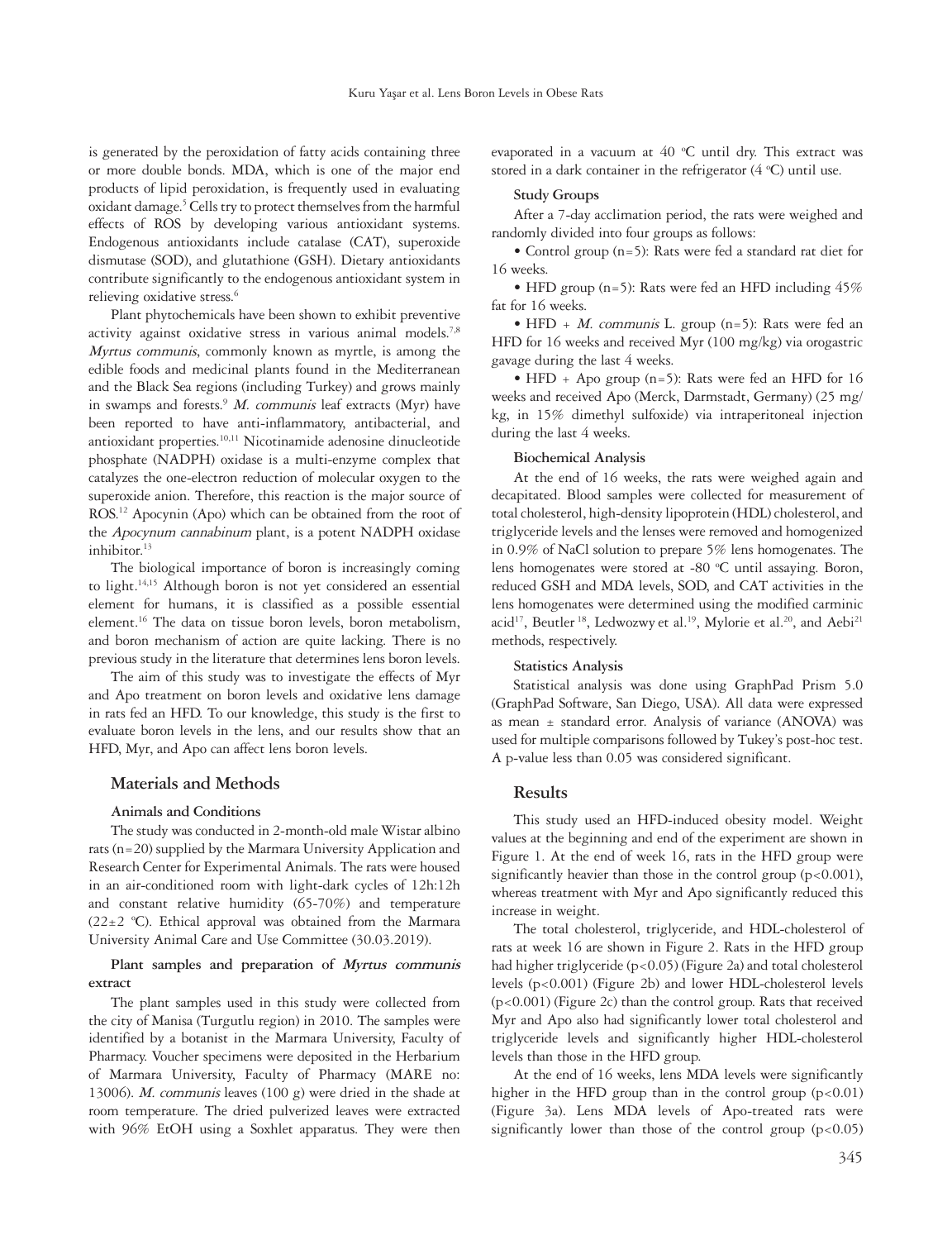is generated by the peroxidation of fatty acids containing three or more double bonds. MDA, which is one of the major end products of lipid peroxidation, is frequently used in evaluating oxidant damage.[5] Cells try to protect themselves from the harmful effects of ROS by developing various antioxidant systems. Endogenous antioxidants include catalase (CAT), superoxide dismutase (SOD), and glutathione (GSH). Dietary antioxidants contribute significantly to the endogenous antioxidant system in relieving oxidative stress.[6]

Plant phytochemicals have been shown to exhibit preventive activity against oxidative stress in various animal models.[7,8] *Myrtus communis*, commonly known as myrtle, is among the edible foods and medicinal plants found in the Mediterranean and the Black Sea regions (including Turkey) and grows mainly in swamps and forests.[9] *M. communis* leaf extracts (Myr) have been reported to have anti-inflammatory, antibacterial, and antioxidant properties.[10,11] Nicotinamide adenosine dinucleotide phosphate (NADPH) oxidase is a multi-enzyme complex that catalyzes the one-electron reduction of molecular oxygen to the superoxide anion. Therefore, this reaction is the major source of ROS.[12] Apocynin (Apo) which can be obtained from the root of the *Apocynum cannabinum* plant, is a potent NADPH oxidase inhibitor.[13]

The biological importance of boron is increasingly coming to light.[14,15] Although boron is not yet considered an essential element for humans, it is classified as a possible essential element.[16] The data on tissue boron levels, boron metabolism, and boron mechanism of action are quite lacking. There is no previous study in the literature that determines lens boron levels.

The aim of this study was to investigate the effects of Myr and Apo treatment on boron levels and oxidative lens damage in rats fed an HFD. To our knowledge, this study is the first to evaluate boron levels in the lens, and our results show that an HFD, Myr, and Apo can affect lens boron levels.

## Materials and Methods

### Animals and Conditions

The study was conducted in 2-month-old male Wistar albino rats (n=20) supplied by the Marmara University Application and Research Center for Experimental Animals. The rats were housed in an air-conditioned room with light-dark cycles of 12h:12h and constant relative humidity (65-70%) and temperature (22±2 °C). Ethical approval was obtained from the Marmara University Animal Care and Use Committee (30.03.2019).

### Plant samples and preparation of *Myrtus communis* extract

The plant samples used in this study were collected from the city of Manisa (Turgutlu region) in 2010. The samples were identified by a botanist in the Marmara University, Faculty of Pharmacy. Voucher specimens were deposited in the Herbarium of Marmara University, Faculty of Pharmacy (MARE no: 13006). *M. communis* leaves (100 g) were dried in the shade at room temperature. The dried pulverized leaves were extracted with 96% EtOH using a Soxhlet apparatus. They were then evaporated in a vacuum at 40 °C until dry. This extract was stored in a dark container in the refrigerator (4 °C) until use.

### Study Groups

After a 7-day acclimation period, the rats were weighed and randomly divided into four groups as follows:

- Control group (n=5): Rats were fed a standard rat diet for 16 weeks.
- HFD group (n=5): Rats were fed an HFD including 45% fat for 16 weeks.
- HFD + *M. communis* L. group (n=5): Rats were fed an HFD for 16 weeks and received Myr (100 mg/kg) via orogastric gavage during the last 4 weeks.
- HFD + Apo group (n=5): Rats were fed an HFD for 16 weeks and received Apo (Merck, Darmstadt, Germany) (25 mg/kg, in 15% dimethyl sulfoxide) via intraperitoneal injection during the last 4 weeks.

### Biochemical Analysis

At the end of 16 weeks, the rats were weighed again and decapitated. Blood samples were collected for measurement of total cholesterol, high-density lipoprotein (HDL) cholesterol, and triglyceride levels and the lenses were removed and homogenized in 0.9% of NaCl solution to prepare 5% lens homogenates. The lens homogenates were stored at -80 °C until assaying. Boron, reduced GSH and MDA levels, SOD, and CAT activities in the lens homogenates were determined using the modified carminic acid[17], Beutler[18], Ledwozwy et al.[19], Mylorie et al.[20], and Aebi[21] methods, respectively.

### Statistics Analysis

Statistical analysis was done using GraphPad Prism 5.0 (GraphPad Software, San Diego, USA). All data were expressed as mean ± standard error. Analysis of variance (ANOVA) was used for multiple comparisons followed by Tukey's post-hoc test. A p-value less than 0.05 was considered significant.

## Results

This study used an HFD-induced obesity model. Weight values at the beginning and end of the experiment are shown in Figure 1. At the end of week 16, rats in the HFD group were significantly heavier than those in the control group ($p<0.001$), whereas treatment with Myr and Apo significantly reduced this increase in weight.

The total cholesterol, triglyceride, and HDL-cholesterol of rats at week 16 are shown in Figure 2. Rats in the HFD group had higher triglyceride ($p<0.05$) (Figure 2a) and total cholesterol levels ($p<0.001$) (Figure 2b) and lower HDL-cholesterol levels ($p<0.001$) (Figure 2c) than the control group. Rats that received Myr and Apo also had significantly lower total cholesterol and triglyceride levels and significantly higher HDL-cholesterol levels than those in the HFD group.

At the end of 16 weeks, lens MDA levels were significantly higher in the HFD group than in the control group ($p<0.01$) (Figure 3a). Lens MDA levels of Apo-treated rats were significantly lower than those of the control group ($p<0.05$)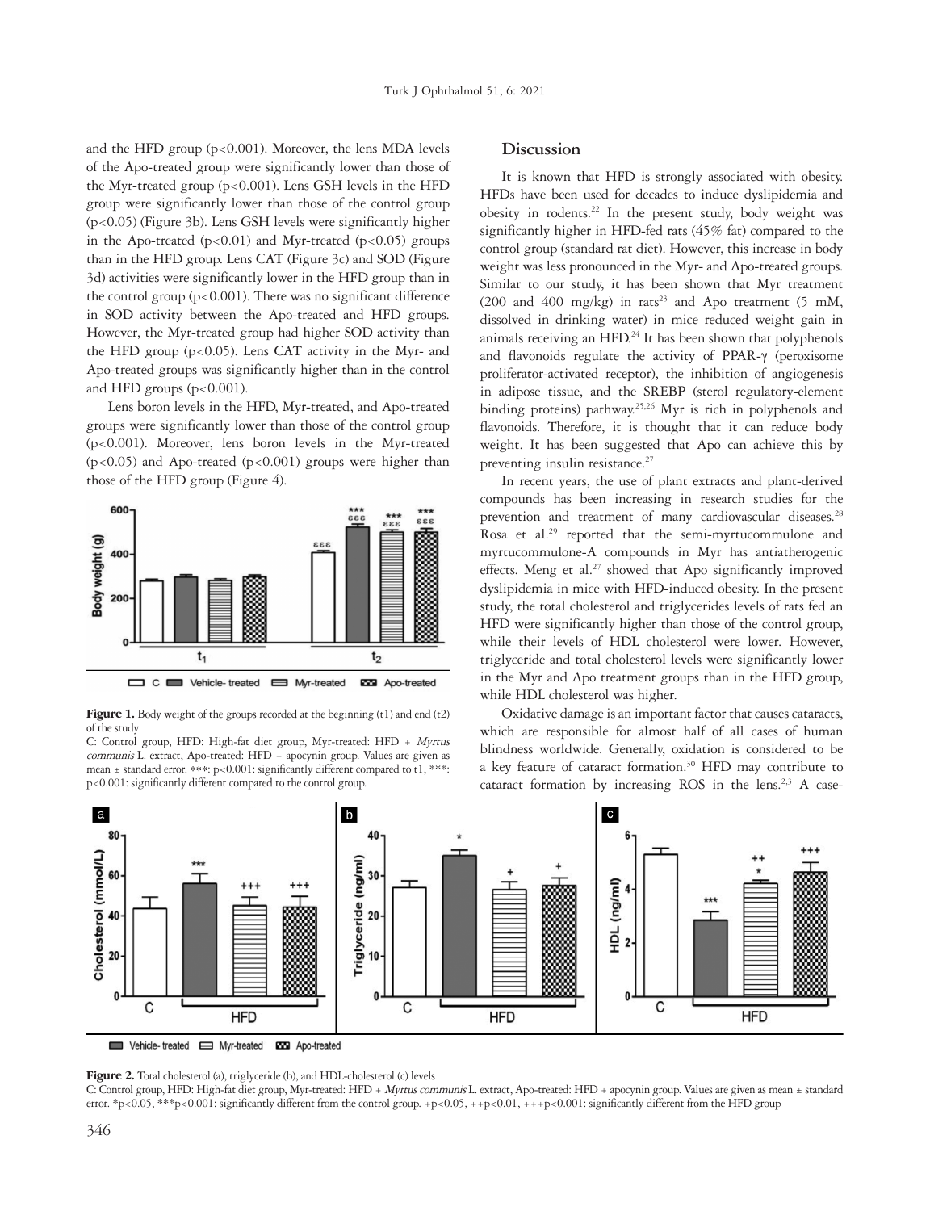and the HFD group (p<0.001). Moreover, the lens MDA levels of the Apo-treated group were significantly lower than those of the Myr-treated group (p<0.001). Lens GSH levels in the HFD group were significantly lower than those of the control group (p<0.05) (Figure 3b). Lens GSH levels were significantly higher in the Apo-treated (p<0.01) and Myr-treated (p<0.05) groups than in the HFD group. Lens CAT (Figure 3c) and SOD (Figure 3d) activities were significantly lower in the HFD group than in the control group (p<0.001). There was no significant difference in SOD activity between the Apo-treated and HFD groups. However, the Myr-treated group had higher SOD activity than the HFD group (p<0.05). Lens CAT activity in the Myr- and Apo-treated groups was significantly higher than in the control and HFD groups (p<0.001).

Lens boron levels in the HFD, Myr-treated, and Apo-treated groups were significantly lower than those of the control group (p<0.001). Moreover, lens boron levels in the Myr-treated (p<0.05) and Apo-treated (p<0.001) groups were higher than those of the HFD group (Figure 4).

**Figure 1.** Body weight of the groups recorded at the beginning (t1) and end (t2) of the study

C: Control group, HFD: High-fat diet group, Myr-treated: HFD + *Myrtus communis* L. extract, Apo-treated: HFD + apocynin group. Values are given as mean ± standard error. ***: p<0.001: significantly different compared to t1, ***: p<0.001: significantly different compared to the control group.

## Discussion

It is known that HFD is strongly associated with obesity. HFDs have been used for decades to induce dyslipidemia and obesity in rodents.[22] In the present study, body weight was significantly higher in HFD-fed rats (45% fat) compared to the control group (standard rat diet). However, this increase in body weight was less pronounced in the Myr- and Apo-treated groups. Similar to our study, it has been shown that Myr treatment (200 and 400 mg/kg) in rats[23] and Apo treatment (5 mM, dissolved in drinking water) in mice reduced weight gain in animals receiving an HFD.[24] It has been shown that polyphenols and flavonoids regulate the activity of PPAR-γ (peroxisome proliferator-activated receptor), the inhibition of angiogenesis in adipose tissue, and the SREBP (sterol regulatory-element binding proteins) pathway.[25,26] Myr is rich in polyphenols and flavonoids. Therefore, it is thought that it can reduce body weight. It has been suggested that Apo can achieve this by preventing insulin resistance.[27]

In recent years, the use of plant extracts and plant-derived compounds has been increasing in research studies for the prevention and treatment of many cardiovascular diseases.[28] Rosa et al.[29] reported that the semi-myrtucommulone and myrtucommulone-A compounds in Myr has antiatherogenic effects. Meng et al.[27] showed that Apo significantly improved dyslipidemia in mice with HFD-induced obesity. In the present study, the total cholesterol and triglycerides levels of rats fed an HFD were significantly higher than those of the control group, while their levels of HDL cholesterol were lower. However, triglyceride and total cholesterol levels were significantly lower in the Myr and Apo treatment groups than in the HFD group, while HDL cholesterol was higher.

Oxidative damage is an important factor that causes cataracts, which are responsible for almost half of all cases of human blindness worldwide. Generally, oxidation is considered to be a key feature of cataract formation.[30] HFD may contribute to cataract formation by increasing ROS in the lens.[2,3] A case-

**Figure 2.** Total cholesterol (a), triglyceride (b), and HDL-cholesterol (c) levels

C: Control group, HFD: High-fat diet group, Myr-treated: HFD + *Myrtus communis* L. extract, Apo-treated: HFD + apocynin group. Values are given as mean ± standard error. *p<0.05, ***p<0.001: significantly different from the control group. +p<0.05, ++p<0.01, +++p<0.001: significantly different from the HFD group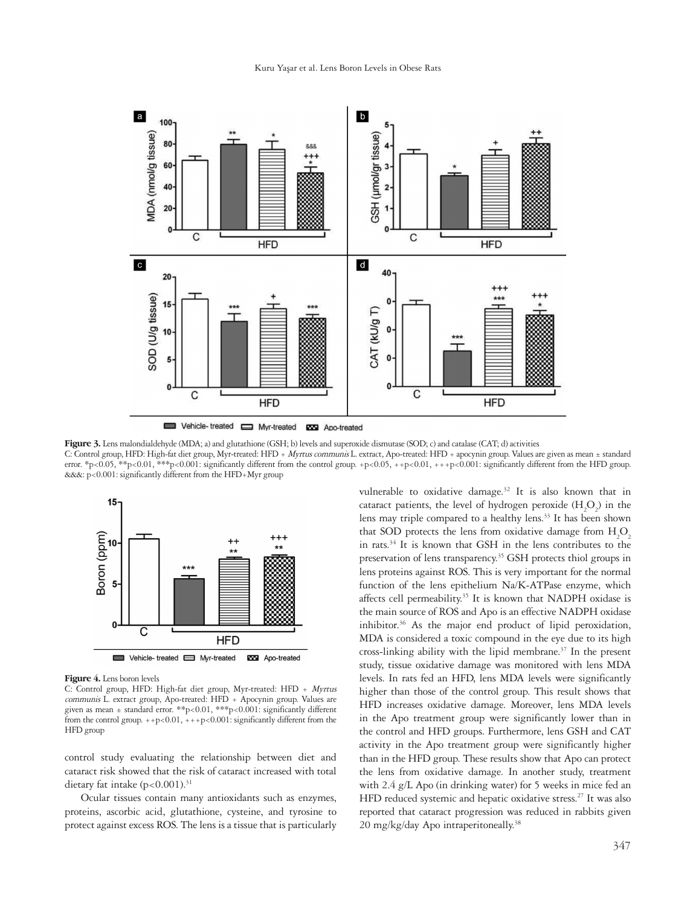**Figure 3.** Lens malondialdehyde (MDA; a) and glutathione (GSH; b) levels and superoxide dismutase (SOD; c) and catalase (CAT; d) activities

C: Control group, HFD: High-fat diet group, Myr-treated: HFD + *Myrtus communis* L. extract, Apo-treated: HFD + apocynin group. Values are given as mean ± standard error. *p<0.05, **p<0.01, ***p<0.001: significantly different from the control group. +p<0.05, ++p<0.01, +++p<0.001: significantly different from the HFD group. &&&: p<0.001: significantly different from the HFD+Myr group

**Figure 4.** Lens boron levels

C: Control group, HFD: High-fat diet group, Myr-treated: HFD + *Myrtus communis* L. extract group, Apo-treated: HFD + Apocynin group. Values are given as mean ± standard error. **p<0.01, ***p<0.001: significantly different from the control group. ++p<0.01, +++p<0.001: significantly different from the HFD group

control study evaluating the relationship between diet and cataract risk showed that the risk of cataract increased with total dietary fat intake ($p<0.001$).[31]

Ocular tissues contain many antioxidants such as enzymes, proteins, ascorbic acid, glutathione, cysteine, and tyrosine to protect against excess ROS. The lens is a tissue that is particularly vulnerable to oxidative damage.[32] It is also known that in cataract patients, the level of hydrogen peroxide ($H_2O_2$) in the lens may triple compared to a healthy lens.[33] It has been shown that SOD protects the lens from oxidative damage from $H_2O_2$ in rats.[34] It is known that GSH in the lens contributes to the preservation of lens transparency.[35] GSH protects thiol groups in lens proteins against ROS. This is very important for the normal function of the lens epithelium Na/K-ATPase enzyme, which affects cell permeability.[35] It is known that NADPH oxidase is the main source of ROS and Apo is an effective NADPH oxidase inhibitor.[36] As the major end product of lipid peroxidation, MDA is considered a toxic compound in the eye due to its high cross-linking ability with the lipid membrane.[37] In the present study, tissue oxidative damage was monitored with lens MDA levels. In rats fed an HFD, lens MDA levels were significantly higher than those of the control group. This result shows that HFD increases oxidative damage. Moreover, lens MDA levels in the Apo treatment group were significantly lower than in the control and HFD groups. Furthermore, lens GSH and CAT activity in the Apo treatment group were significantly higher than in the HFD group. These results show that Apo can protect the lens from oxidative damage. In another study, treatment with 2.4 g/L Apo (in drinking water) for 5 weeks in mice fed an HFD reduced systemic and hepatic oxidative stress.[27] It was also reported that cataract progression was reduced in rabbits given 20 mg/kg/day Apo intraperitoneally.[38]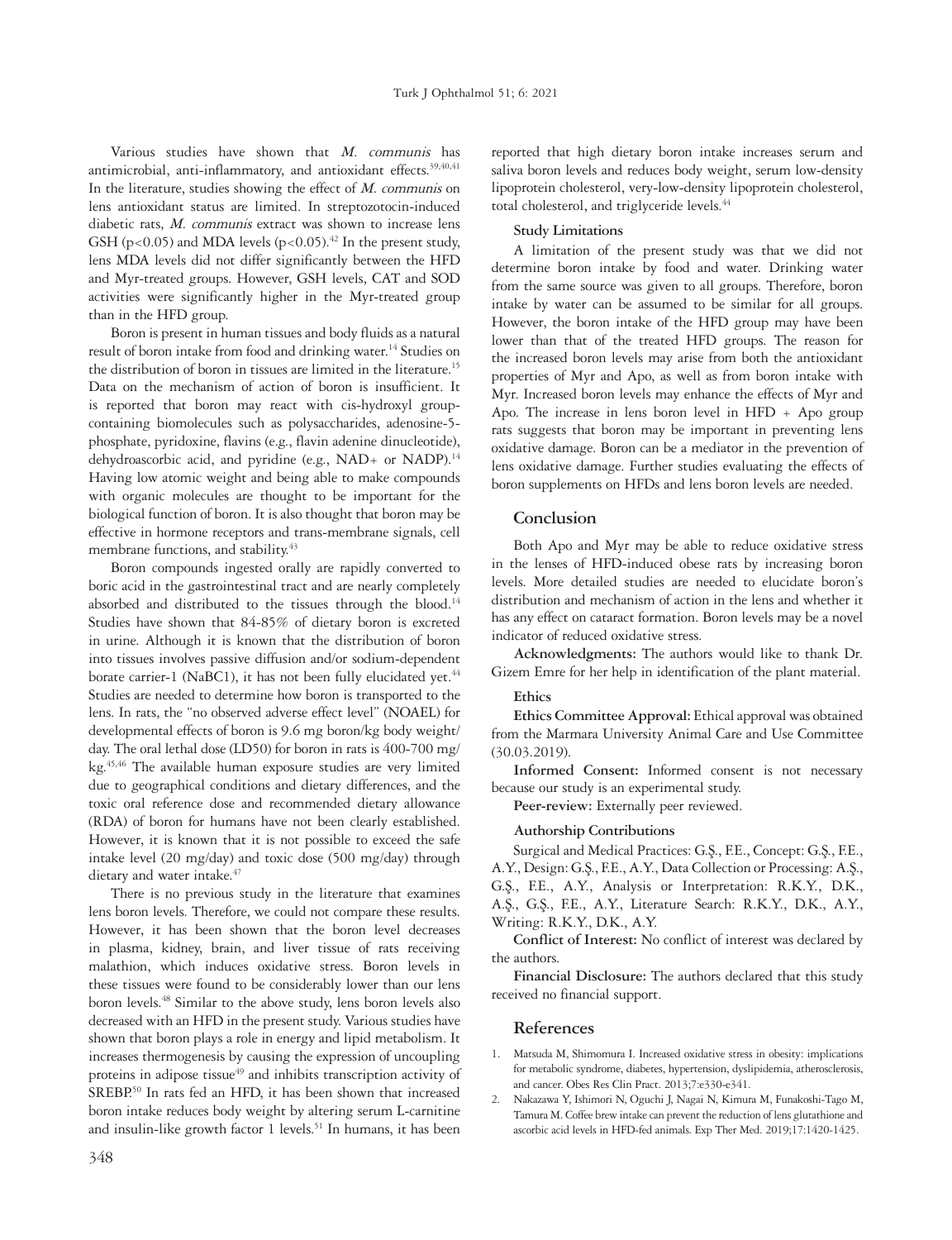Various studies have shown that *M. communis* has antimicrobial, anti-inflammatory, and antioxidant effects.[39,40,41] In the literature, studies showing the effect of *M. communis* on lens antioxidant status are limited. In streptozotocin-induced diabetic rats, *M. communis* extract was shown to increase lens GSH ($p<0.05$) and MDA levels ($p<0.05$).[42] In the present study, lens MDA levels did not differ significantly between the HFD and Myr-treated groups. However, GSH levels, CAT and SOD activities were significantly higher in the Myr-treated group than in the HFD group.

Boron is present in human tissues and body fluids as a natural result of boron intake from food and drinking water.[14] Studies on the distribution of boron in tissues are limited in the literature.[15] Data on the mechanism of action of boron is insufficient. It is reported that boron may react with cis-hydroxyl group-containing biomolecules such as polysaccharides, adenosine-5-phosphate, pyridoxine, flavins (e.g., flavin adenine dinucleotide), dehydroascorbic acid, and pyridine (e.g., NAD+ or NADP).[14] Having low atomic weight and being able to make compounds with organic molecules are thought to be important for the biological function of boron. It is also thought that boron may be effective in hormone receptors and trans-membrane signals, cell membrane functions, and stability.[43]

Boron compounds ingested orally are rapidly converted to boric acid in the gastrointestinal tract and are nearly completely absorbed and distributed to the tissues through the blood.[14] Studies have shown that 84-85% of dietary boron is excreted in urine. Although it is known that the distribution of boron into tissues involves passive diffusion and/or sodium-dependent borate carrier-1 (NaBC1), it has not been fully elucidated yet.[44] Studies are needed to determine how boron is transported to the lens. In rats, the "no observed adverse effect level" (NOAEL) for developmental effects of boron is 9.6 mg boron/kg body weight/day. The oral lethal dose (LD50) for boron in rats is 400-700 mg/kg.[45,46] The available human exposure studies are very limited due to geographical conditions and dietary differences, and the toxic oral reference dose and recommended dietary allowance (RDA) of boron for humans have not been clearly established. However, it is known that it is not possible to exceed the safe intake level (20 mg/day) and toxic dose (500 mg/day) through dietary and water intake.[47]

There is no previous study in the literature that examines lens boron levels. Therefore, we could not compare these results. However, it has been shown that the boron level decreases in plasma, kidney, brain, and liver tissue of rats receiving malathion, which induces oxidative stress. Boron levels in these tissues were found to be considerably lower than our lens boron levels.[48] Similar to the above study, lens boron levels also decreased with an HFD in the present study. Various studies have shown that boron plays a role in energy and lipid metabolism. It increases thermogenesis by causing the expression of uncoupling proteins in adipose tissue[49] and inhibits transcription activity of SREBP.[50] In rats fed an HFD, it has been shown that increased boron intake reduces body weight by altering serum L-carnitine and insulin-like growth factor 1 levels.[51] In humans, it has been reported that high dietary boron intake increases serum and saliva boron levels and reduces body weight, serum low-density lipoprotein cholesterol, very-low-density lipoprotein cholesterol, total cholesterol, and triglyceride levels.[44]

### Study Limitations

A limitation of the present study was that we did not determine boron intake by food and water. Drinking water from the same source was given to all groups. Therefore, boron intake by water can be assumed to be similar for all groups. However, the boron intake of the HFD group may have been lower than that of the treated HFD groups. The reason for the increased boron levels may arise from both the antioxidant properties of Myr and Apo, as well as from boron intake with Myr. Increased boron levels may enhance the effects of Myr and Apo. The increase in lens boron level in HFD + Apo group rats suggests that boron may be important in preventing lens oxidative damage. Boron can be a mediator in the prevention of lens oxidative damage. Further studies evaluating the effects of boron supplements on HFDs and lens boron levels are needed.

## Conclusion

Both Apo and Myr may be able to reduce oxidative stress in the lenses of HFD-induced obese rats by increasing boron levels. More detailed studies are needed to elucidate boron's distribution and mechanism of action in the lens and whether it has any effect on cataract formation. Boron levels may be a novel indicator of reduced oxidative stress.

**Acknowledgments:** The authors would like to thank Dr. Gizem Emre for her help in identification of the plant material.

### Ethics

**Ethics Committee Approval:** Ethical approval was obtained from the Marmara University Animal Care and Use Committee (30.03.2019).

**Informed Consent:** Informed consent is not necessary because our study is an experimental study.

**Peer-review:** Externally peer reviewed.

### Authorship Contributions

Surgical and Medical Practices: G.Ş., F.E., Concept: G.Ş., F.E., A.Y., Design: G.Ş., F.E., A.Y., Data Collection or Processing: A.Ş., G.Ş., F.E., A.Y., Analysis or Interpretation: R.K.Y., D.K., A.Ş., G.Ş., F.E., A.Y., Literature Search: R.K.Y., D.K., A.Y., Writing: R.K.Y., D.K., A.Y.

**Conflict of Interest:** No conflict of interest was declared by the authors.

**Financial Disclosure:** The authors declared that this study received no financial support.

## References

1. Matsuda M, Shimomura I. Increased oxidative stress in obesity: implications for metabolic syndrome, diabetes, hypertension, dyslipidemia, atherosclerosis, and cancer. Obes Res Clin Pract. 2013;7:e330-e341.
2. Nakazawa Y, Ishimori N, Oguchi J, Nagai N, Kimura M, Funakoshi-Tago M, Tamura M. Coffee brew intake can prevent the reduction of lens glutathione and ascorbic acid levels in HFD-fed animals. Exp Ther Med. 2019;17:1420-1425.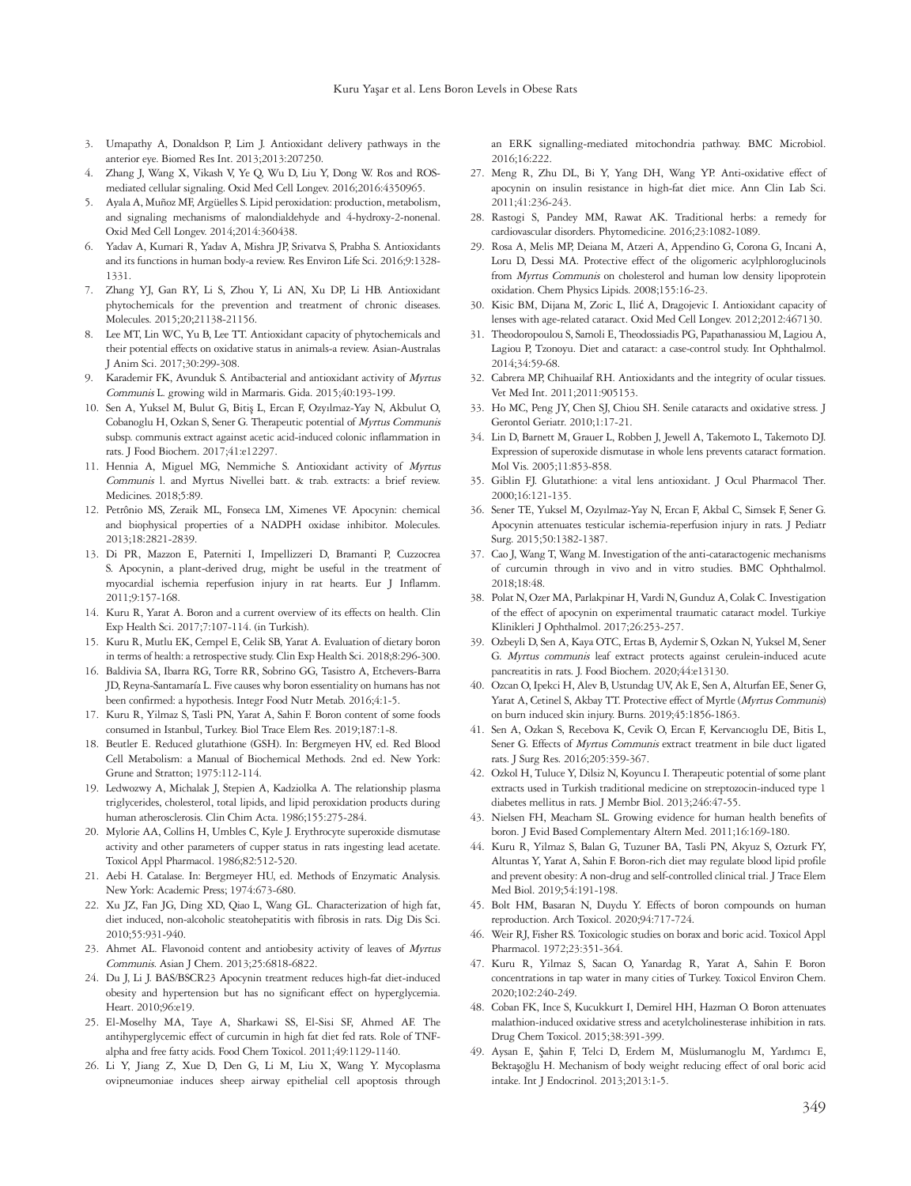3. Umapathy A, Donaldson P, Lim J. Antioxidant delivery pathways in the anterior eye. Biomed Res Int. 2013;2013:207250.
4. Zhang J, Wang X, Vikash V, Ye Q, Wu D, Liu Y, Dong W. Ros and ROS-mediated cellular signaling. Oxid Med Cell Longev. 2016;2016:4350965.
5. Ayala A, Muñoz MF, Argüelles S. Lipid peroxidation: production, metabolism, and signaling mechanisms of malondialdehyde and 4-hydroxy-2-nonenal. Oxid Med Cell Longev. 2014;2014:360438.
6. Yadav A, Kumari R, Yadav A, Mishra JP, Srivatva S, Prabha S. Antioxidants and its functions in human body-a review. Res Environ Life Sci. 2016;9:1328-1331.
7. Zhang YJ, Gan RY, Li S, Zhou Y, Li AN, Xu DP, Li HB. Antioxidant phytochemicals for the prevention and treatment of chronic diseases. Molecules. 2015;20;21138-21156.
8. Lee MT, Lin WC, Yu B, Lee TT. Antioxidant capacity of phytochemicals and their potential effects on oxidative status in animals-a review. Asian-Australas J Anim Sci. 2017;30:299-308.
9. Karademir FK, Avunduk S. Antibacterial and antioxidant activity of *Myrtus Communis* L. growing wild in Marmaris. Gida. 2015;40:193-199.
10. Sen A, Yuksel M, Bulut G, Bitiş L, Ercan F, Ozyılmaz-Yay N, Akbulut O, Cobanoglu H, Ozkan S, Sener G. Therapeutic potential of *Myrtus Communis* subsp. communis extract against acetic acid-induced colonic inflammation in rats. J Food Biochem. 2017;41:e12297.
11. Hennia A, Miguel MG, Nemmiche S. Antioxidant activity of *Myrtus Communis* l. and Myrtus Nivellei batt. & trab. extracts: a brief review. Medicines. 2018;5:89.
12. Petrônio MS, Zeraik ML, Fonseca LM, Ximenes VF. Apocynin: chemical and biophysical properties of a NADPH oxidase inhibitor. Molecules. 2013;18:2821-2839.
13. Di PR, Mazzon E, Paterniti I, Impellizzeri D, Bramanti P, Cuzzocrea S. Apocynin, a plant-derived drug, might be useful in the treatment of myocardial ischemia reperfusion injury in rat hearts. Eur J Inflamm. 2011;9:157-168.
14. Kuru R, Yarat A. Boron and a current overview of its effects on health. Clin Exp Health Sci. 2017;7:107-114. (in Turkish).
15. Kuru R, Mutlu EK, Cempel E, Celik SB, Yarat A. Evaluation of dietary boron in terms of health: a retrospective study. Clin Exp Health Sci. 2018;8:296-300.
16. Baldivia SA, Ibarra RG, Torre RR, Sobrino GG, Tasistro A, Etchevers-Barra JD, Reyna-Santamaría L. Five causes why boron essentiality on humans has not been confirmed: a hypothesis. Integr Food Nutr Metab. 2016;4:1-5.
17. Kuru R, Yilmaz S, Tasli PN, Yarat A, Sahin F. Boron content of some foods consumed in Istanbul, Turkey. Biol Trace Elem Res. 2019;187:1-8.
18. Beutler E. Reduced glutathione (GSH). In: Bergmeyen HV, ed. Red Blood Cell Metabolism: a Manual of Biochemical Methods. 2nd ed. New York: Grune and Stratton; 1975:112-114.
19. Ledwozwy A, Michalak J, Stepien A, Kadziolka A. The relationship plasma triglycerides, cholesterol, total lipids, and lipid peroxidation products during human atherosclerosis. Clin Chim Acta. 1986;155:275-284.
20. Mylorie AA, Collins H, Umbles C, Kyle J. Erythrocyte superoxide dismutase activity and other parameters of cupper status in rats ingesting lead acetate. Toxicol Appl Pharmacol. 1986;82:512-520.
21. Aebi H. Catalase. In: Bergmeyer HU, ed. Methods of Enzymatic Analysis. New York: Academic Press; 1974:673-680.
22. Xu JZ, Fan JG, Ding XD, Qiao L, Wang GL. Characterization of high fat, diet induced, non-alcoholic steatohepatitis with fibrosis in rats. Dig Dis Sci. 2010;55:931-940.
23. Ahmet AL. Flavonoid content and antiobesity activity of leaves of *Myrtus Communis*. Asian J Chem. 2013;25:6818-6822.
24. Du J, Li J. BAS/BSCR23 Apocynin treatment reduces high-fat diet-induced obesity and hypertension but has no significant effect on hyperglycemia. Heart. 2010;96:e19.
25. El-Moselhy MA, Taye A, Sharkawi SS, El-Sisi SF, Ahmed AF. The antihyperglycemic effect of curcumin in high fat diet fed rats. Role of TNF-alpha and free fatty acids. Food Chem Toxicol. 2011;49:1129-1140.
26. Li Y, Jiang Z, Xue D, Den G, Li M, Liu X, Wang Y. Mycoplasma ovipneumoniae induces sheep airway epithelial cell apoptosis through an ERK signalling-mediated mitochondria pathway. BMC Microbiol. 2016;16:222.
27. Meng R, Zhu DL, Bi Y, Yang DH, Wang YP. Anti-oxidative effect of apocynin on insulin resistance in high-fat diet mice. Ann Clin Lab Sci. 2011;41:236-243.
28. Rastogi S, Pandey MM, Rawat AK. Traditional herbs: a remedy for cardiovascular disorders. Phytomedicine. 2016;23:1082-1089.
29. Rosa A, Melis MP, Deiana M, Atzeri A, Appendino G, Corona G, Incani A, Loru D, Dessi MA. Protective effect of the oligomeric acylphloroglucinols from *Myrtus Communis* on cholesterol and human low density lipoprotein oxidation. Chem Physics Lipids. 2008;155:16-23.
30. Kisic BM, Dijana M, Zoric L, Ilić A, Dragojevic I. Antioxidant capacity of lenses with age-related cataract. Oxid Med Cell Longev. 2012;2012:467130.
31. Theodoropoulou S, Samoli E, Theodossiadis PG, Papathanassiou M, Lagiou A, Lagiou P, Tzonoyu. Diet and cataract: a case-control study. Int Ophthalmol. 2014;34:59-68.
32. Cabrera MP, Chihuailaf RH. Antioxidants and the integrity of ocular tissues. Vet Med Int. 2011;2011:905153.
33. Ho MC, Peng JY, Chen SJ, Chiou SH. Senile cataracts and oxidative stress. J Gerontol Geriatr. 2010;1:17-21.
34. Lin D, Barnett M, Grauer L, Robben J, Jewell A, Takemoto L, Takemoto DJ. Expression of superoxide dismutase in whole lens prevents cataract formation. Mol Vis. 2005;11:853-858.
35. Giblin FJ. Glutathione: a vital lens antioxidant. J Ocul Pharmacol Ther. 2000;16:121-135.
36. Sener TE, Yuksel M, Ozyılmaz-Yay N, Ercan F, Akbal C, Simsek F, Sener G. Apocynin attenuates testicular ischemia-reperfusion injury in rats. J Pediatr Surg. 2015;50:1382-1387.
37. Cao J, Wang T, Wang M. Investigation of the anti-cataractogenic mechanisms of curcumin through in vivo and in vitro studies. BMC Ophthalmol. 2018;18:48.
38. Polat N, Ozer MA, Parlakpinar H, Vardi N, Gunduz A, Colak C. Investigation of the effect of apocynin on experimental traumatic cataract model. Turkiye Klinikleri J Ophthalmol. 2017;26:253-257.
39. Ozbeyli D, Sen A, Kaya OTC, Ertas B, Aydemir S, Ozkan N, Yuksel M, Sener G. *Myrtus communis* leaf extract protects against cerulein-induced acute pancreatitis in rats. J Food Biochem. 2020;44:e13130.
40. Ozcan O, Ipekci H, Alev B, Ustundag UV, Ak E, Sen A, Alturfan EE, Sener G, Yarat A, Cetinel S, Akbay TT. Protective effect of Myrtle (*Myrtus Communis*) on burn induced skin injury. Burns. 2019;45:1856-1863.
41. Sen A, Ozkan S, Recebova K, Cevik O, Ercan F, Kervancıoglu DE, Bitis L, Sener G. Effects of *Myrtus Communis* extract treatment in bile duct ligated rats. J Surg Res. 2016;205:359-367.
42. Ozkol H, Tuluce Y, Dilsiz N, Koyuncu I. Therapeutic potential of some plant extracts used in Turkish traditional medicine on streptozocin-induced type 1 diabetes mellitus in rats. J Membr Biol. 2013;246:47-55.
43. Nielsen FH, Meacham SL. Growing evidence for human health benefits of boron. J Evid Based Complementary Altern Med. 2011;16:169-180.
44. Kuru R, Yilmaz S, Balan G, Tuzuner BA, Tasli PN, Akyuz S, Ozturk FY, Altuntas Y, Yarat A, Sahin F. Boron-rich diet may regulate blood lipid profile and prevent obesity: A non-drug and self-controlled clinical trial. J Trace Elem Med Biol. 2019;54:191-198.
45. Bolt HM, Basaran N, Duydu Y. Effects of boron compounds on human reproduction. Arch Toxicol. 2020;94:717-724.
46. Weir RJ, Fisher RS. Toxicologic studies on borax and boric acid. Toxicol Appl Pharmacol. 1972;23:351-364.
47. Kuru R, Yilmaz S, Sacan O, Yanardag R, Yarat A, Sahin F. Boron concentrations in tap water in many cities of Turkey. Toxicol Environ Chem. 2020;102:240-249.
48. Coban FK, Ince S, Kucukkurt I, Demirel HH, Hazman O. Boron attenuates malathion-induced oxidative stress and acetylcholinesterase inhibition in rats. Drug Chem Toxicol. 2015;38:391-399.
49. Aysan E, Şahin F, Telci D, Erdem M, Müslumanoglu M, Yardımcı E, Bektaşoğlu H. Mechanism of body weight reducing effect of oral boric acid intake. Int J Endocrinol. 2013;2013:1-5.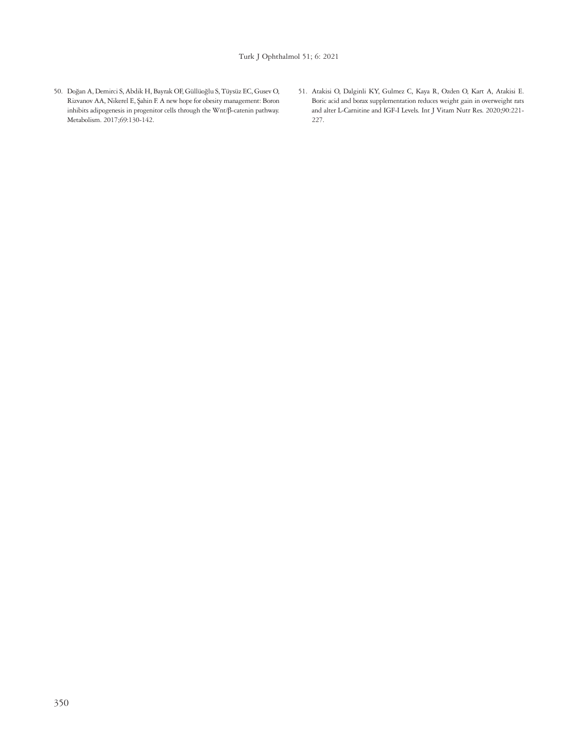50. Doğan A, Demirci S, Abdik H, Bayrak OF, Güllüoğlu S, Tüysüz EC, Gusev O, Rizvanov AA, Nikerel E, Şahin F. A new hope for obesity management: Boron inhibits adipogenesis in progenitor cells through the Wnt/β-catenin pathway. Metabolism. 2017;69:130-142.

51. Atakisi O, Dalginli KY, Gulmez C, Kaya R, Ozden O, Kart A, Atakisi E. Boric acid and borax supplementation reduces weight gain in overweight rats and alter L-Carnitine and IGF-I Levels. Int J Vitam Nutr Res. 2020;90:221-227.